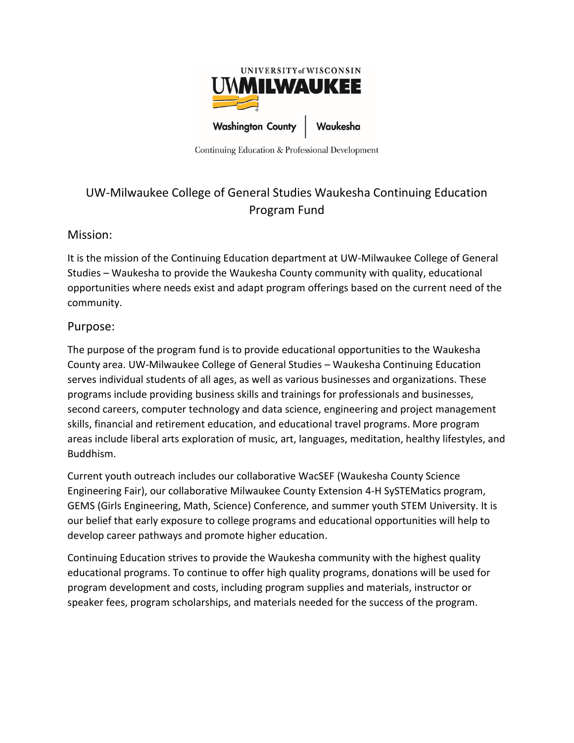UNIVERSITY of WISCONSIN
UWMILWAUKEE

Washington County | Waukesha

Continuing Education & Professional Development

# UW-Milwaukee College of General Studies Waukesha Continuing Education Program Fund

## Mission:

It is the mission of the Continuing Education department at UW-Milwaukee College of General Studies – Waukesha to provide the Waukesha County community with quality, educational opportunities where needs exist and adapt program offerings based on the current need of the community.

## Purpose:

The purpose of the program fund is to provide educational opportunities to the Waukesha County area. UW-Milwaukee College of General Studies – Waukesha Continuing Education serves individual students of all ages, as well as various businesses and organizations. These programs include providing business skills and trainings for professionals and businesses, second careers, computer technology and data science, engineering and project management skills, financial and retirement education, and educational travel programs. More program areas include liberal arts exploration of music, art, languages, meditation, healthy lifestyles, and Buddhism.

Current youth outreach includes our collaborative WacSEF (Waukesha County Science Engineering Fair), our collaborative Milwaukee County Extension 4-H SySTEMatics program, GEMS (Girls Engineering, Math, Science) Conference, and summer youth STEM University. It is our belief that early exposure to college programs and educational opportunities will help to develop career pathways and promote higher education.

Continuing Education strives to provide the Waukesha community with the highest quality educational programs. To continue to offer high quality programs, donations will be used for program development and costs, including program supplies and materials, instructor or speaker fees, program scholarships, and materials needed for the success of the program.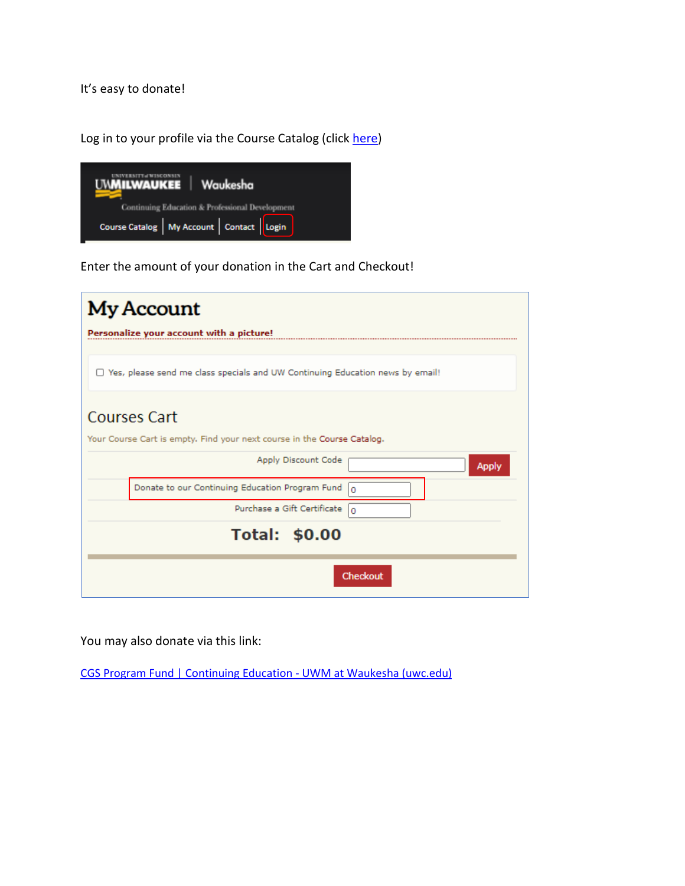It's easy to donate!

Log in to your profile via the Course Catalog (click here)

Course Catalog | My Account | Contact | Login

Enter the amount of your donation in the Cart and Checkout!

# My Account

**Personalize your account with a picture!**

☐ Yes, please send me class specials and UW Continuing Education news by email!

## Courses Cart

Your Course Cart is empty. Find your next course in the Course Catalog.

Apply Discount Code [ ] Apply

Donate to our Continuing Education Program Fund [0]

Purchase a Gift Certificate [0]

**Total: $0.00**

Checkout

You may also donate via this link:

CGS Program Fund | Continuing Education - UWM at Waukesha (uwc.edu)